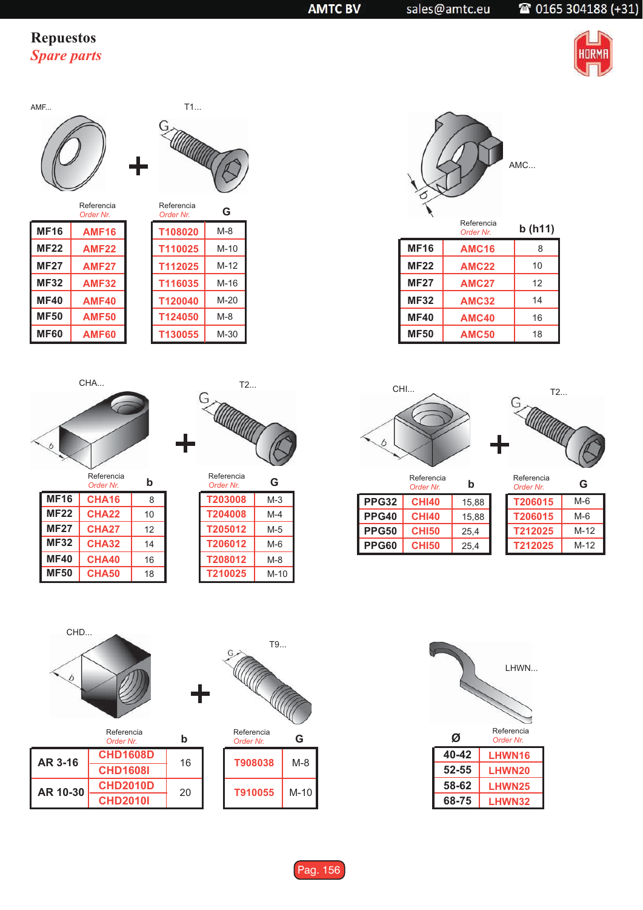# Repuestos

## *Spare parts*

AMF... + T1...

| | Referencia *Order Nr.* |
|---|---|
| MF16 | AMF16 |
| MF22 | AMF22 |
| MF27 | AMF27 |
| MF32 | AMF32 |
| MF40 | AMF40 |
| MF50 | AMF50 |
| MF60 | AMF60 |

| Referencia *Order Nr.* | G |
|---|---|
| T108020 | M-8 |
| T110025 | M-10 |
| T112025 | M-12 |
| T116035 | M-16 |
| T120040 | M-20 |
| T124050 | M-8 |
| T130055 | M-30 |

AMC...

| | Referencia *Order Nr.* | b (h11) |
|---|---|---|
| MF16 | AMC16 | 8 |
| MF22 | AMC22 | 10 |
| MF27 | AMC27 | 12 |
| MF32 | AMC32 | 14 |
| MF40 | AMC40 | 16 |
| MF50 | AMC50 | 18 |

CHA... + T2...

| | Referencia *Order Nr.* | b |
|---|---|---|
| MF16 | CHA16 | 8 |
| MF22 | CHA22 | 10 |
| MF27 | CHA27 | 12 |
| MF32 | CHA32 | 14 |
| MF40 | CHA40 | 16 |
| MF50 | CHA50 | 18 |

| Referencia *Order Nr.* | G |
|---|---|
| T203008 | M-3 |
| T204008 | M-4 |
| T205012 | M-5 |
| T206012 | M-6 |
| T208012 | M-8 |
| T210025 | M-10 |

CHI... + T2...

| | Referencia *Order Nr.* | b |
|---|---|---|
| PPG32 | CHI40 | 15,88 |
| PPG40 | CHI40 | 15,88 |
| PPG50 | CHI50 | 25,4 |
| PPG60 | CHI50 | 25,4 |

| Referencia *Order Nr.* | G |
|---|---|
| T206015 | M-6 |
| T206015 | M-6 |
| T212025 | M-12 |
| T212025 | M-12 |

CHD... + T9...

| | Referencia *Order Nr.* | b |
|---|---|---|
| AR 3-16 | CHD1608D | 16 |
| | CHD1608I | |
| AR 10-30 | CHD2010D | 20 |
| | CHD2010I | |

| Referencia *Order Nr.* | G |
|---|---|
| T908038 | M-8 |
| T910055 | M-10 |

LHWN...

| Ø | Referencia *Order Nr.* |
|---|---|
| 40-42 | LHWN16 |
| 52-55 | LHWN20 |
| 58-62 | LHWN25 |
| 68-75 | LHWN32 |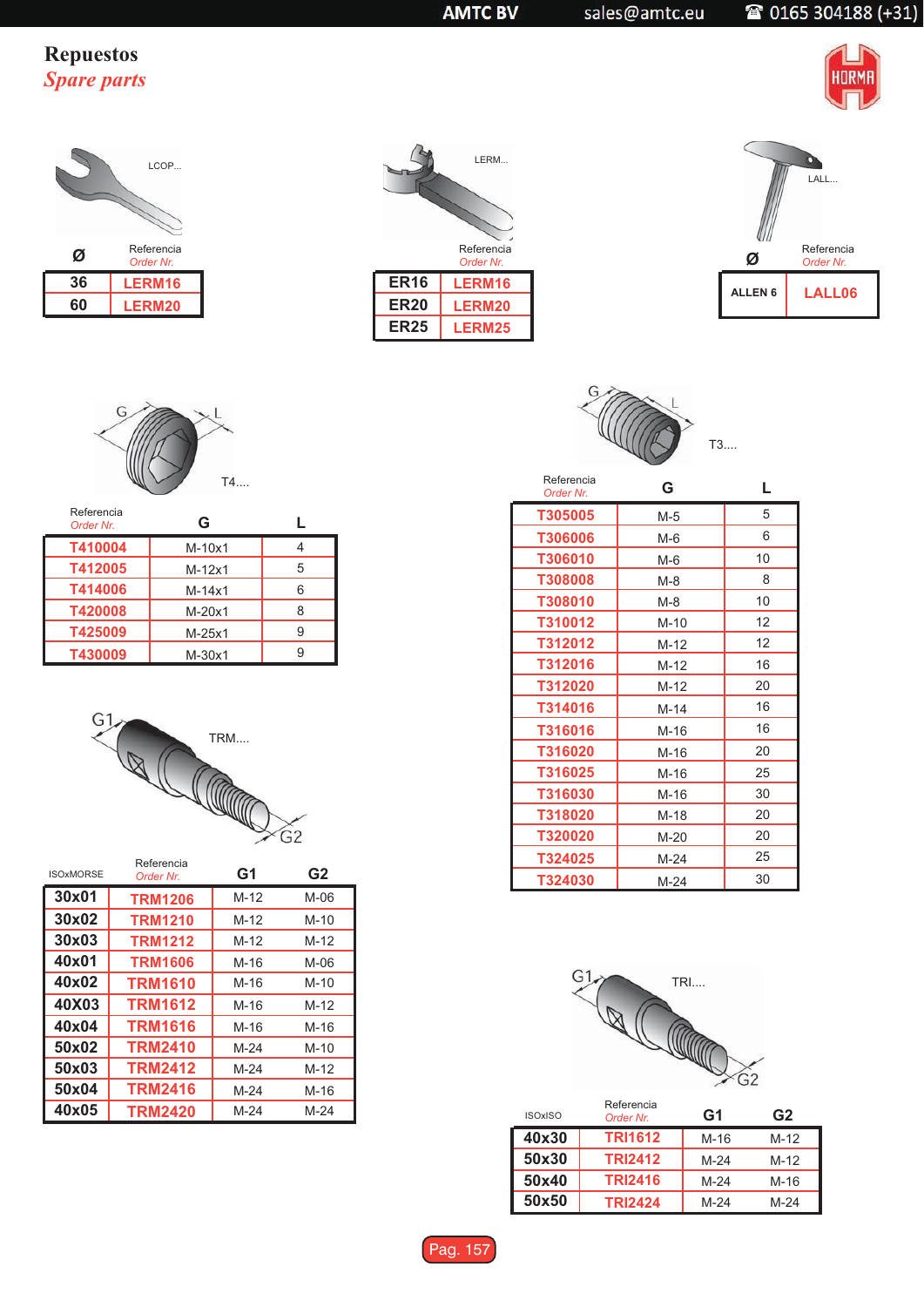# Repuestos

## *Spare parts*

LCOP...

| Ø | Referencia *Order Nr.* |
|---|---|
| 36 | LERM16 |
| 60 | LERM20 |

LERM...

| | Referencia *Order Nr.* |
|---|---|
| ER16 | LERM16 |
| ER20 | LERM20 |
| ER25 | LERM25 |

LALL...

| Ø | Referencia *Order Nr.* |
|---|---|
| ALLEN 6 | LALL06 |

T4....

| Referencia *Order Nr.* | G | L |
|---|---|---|
| T410004 | M-10x1 | 4 |
| T412005 | M-12x1 | 5 |
| T414006 | M-14x1 | 6 |
| T420008 | M-20x1 | 8 |
| T425009 | M-25x1 | 9 |
| T430009 | M-30x1 | 9 |

T3....

| Referencia *Order Nr.* | G | L |
|---|---|---|
| T305005 | M-5 | 5 |
| T306006 | M-6 | 6 |
| T306010 | M-6 | 10 |
| T308008 | M-8 | 8 |
| T308010 | M-8 | 10 |
| T310012 | M-10 | 12 |
| T312012 | M-12 | 12 |
| T312016 | M-12 | 16 |
| T312020 | M-12 | 20 |
| T314016 | M-14 | 16 |
| T316016 | M-16 | 16 |
| T316020 | M-16 | 20 |
| T316025 | M-16 | 25 |
| T316030 | M-16 | 30 |
| T318020 | M-18 | 20 |
| T320020 | M-20 | 20 |
| T324025 | M-24 | 25 |
| T324030 | M-24 | 30 |

TRM....

| ISOxMORSE | Referencia *Order Nr.* | G1 | G2 |
|---|---|---|---|
| 30x01 | TRM1206 | M-12 | M-06 |
| 30x02 | TRM1210 | M-12 | M-10 |
| 30x03 | TRM1212 | M-12 | M-12 |
| 40x01 | TRM1606 | M-16 | M-06 |
| 40x02 | TRM1610 | M-16 | M-10 |
| 40X03 | TRM1612 | M-16 | M-12 |
| 40x04 | TRM1616 | M-16 | M-16 |
| 50x02 | TRM2410 | M-24 | M-10 |
| 50x03 | TRM2412 | M-24 | M-12 |
| 50x04 | TRM2416 | M-24 | M-16 |
| 40x05 | TRM2420 | M-24 | M-24 |

TRI....

| ISOxISO | Referencia *Order Nr.* | G1 | G2 |
|---|---|---|---|
| 40x30 | TRI1612 | M-16 | M-12 |
| 50x30 | TRI2412 | M-24 | M-12 |
| 50x40 | TRI2416 | M-24 | M-16 |
| 50x50 | TRI2424 | M-24 | M-24 |